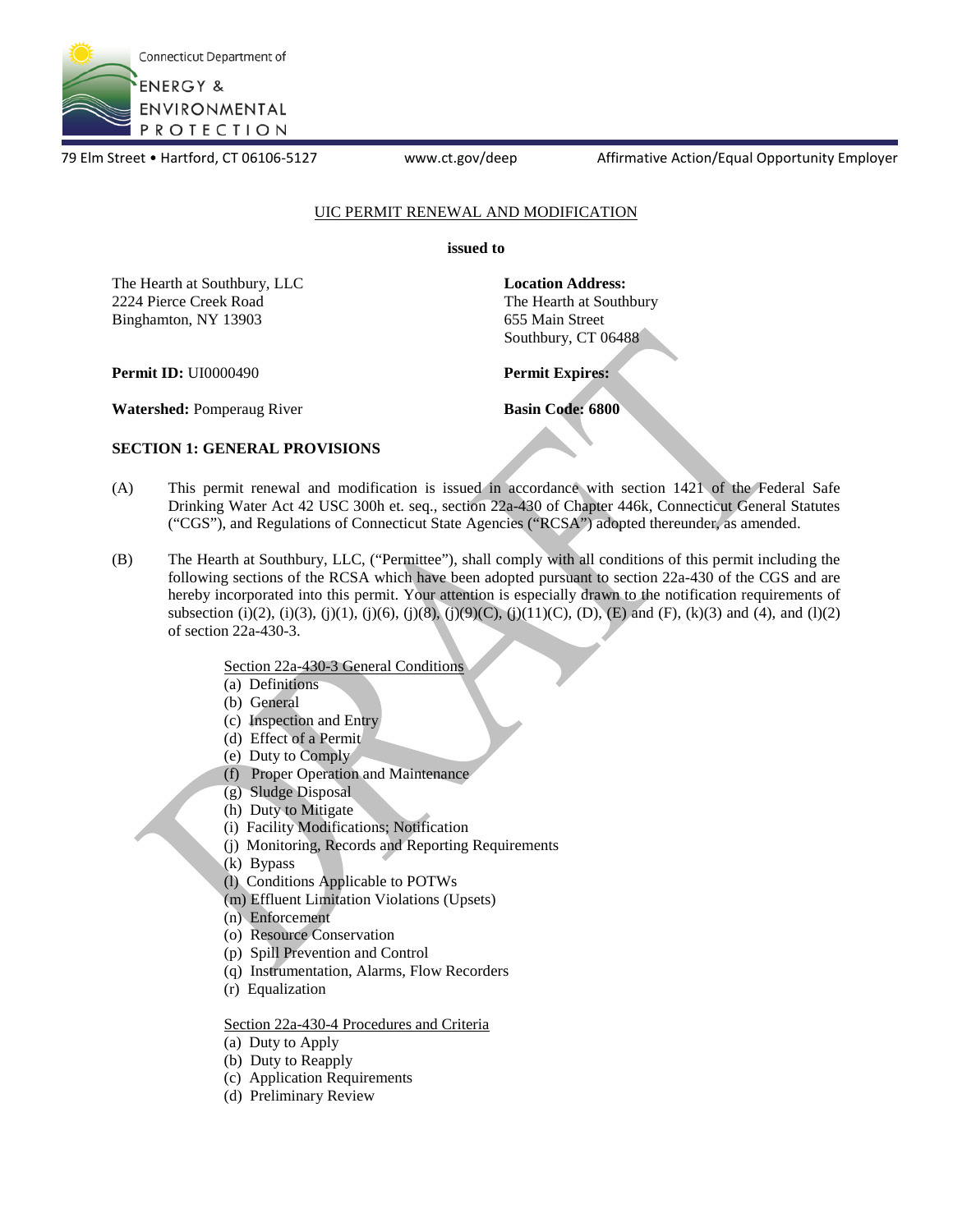Connecticut Department of ENERGY & ENVIRONMENTAL PROTECTION

79 Elm Street • Hartford, CT 06106-5127 www.ct.gov/deep Affirmative Action/Equal Opportunity Employer

# UIC PERMIT RENEWAL AND MODIFICATION

**issued to**

The Hearth at Southbury, LLC
2224 Pierce Creek Road
Binghamton, NY 13903

**Location Address:**
The Hearth at Southbury
655 Main Street
Southbury, CT 06488

**Permit ID:** UI0000490

**Permit Expires:**

**Watershed:** Pomperaug River

**Basin Code: 6800**

## SECTION 1: GENERAL PROVISIONS

(A) This permit renewal and modification is issued in accordance with section 1421 of the Federal Safe Drinking Water Act 42 USC 300h et. seq., section 22a-430 of Chapter 446k, Connecticut General Statutes ("CGS"), and Regulations of Connecticut State Agencies ("RCSA") adopted thereunder, as amended.

(B) The Hearth at Southbury, LLC, ("Permittee"), shall comply with all conditions of this permit including the following sections of the RCSA which have been adopted pursuant to section 22a-430 of the CGS and are hereby incorporated into this permit. Your attention is especially drawn to the notification requirements of subsection (i)(2), (i)(3), (j)(1), (j)(6), (j)(8), (j)(9)(C), (j)(11)(C), (D), (E) and (F), (k)(3) and (4), and (l)(2) of section 22a-430-3.

Section 22a-430-3 General Conditions
- (a) Definitions
- (b) General
- (c) Inspection and Entry
- (d) Effect of a Permit
- (e) Duty to Comply
- (f) Proper Operation and Maintenance
- (g) Sludge Disposal
- (h) Duty to Mitigate
- (i) Facility Modifications; Notification
- (j) Monitoring, Records and Reporting Requirements
- (k) Bypass
- (l) Conditions Applicable to POTWs
- (m) Effluent Limitation Violations (Upsets)
- (n) Enforcement
- (o) Resource Conservation
- (p) Spill Prevention and Control
- (q) Instrumentation, Alarms, Flow Recorders
- (r) Equalization

Section 22a-430-4 Procedures and Criteria
- (a) Duty to Apply
- (b) Duty to Reapply
- (c) Application Requirements
- (d) Preliminary Review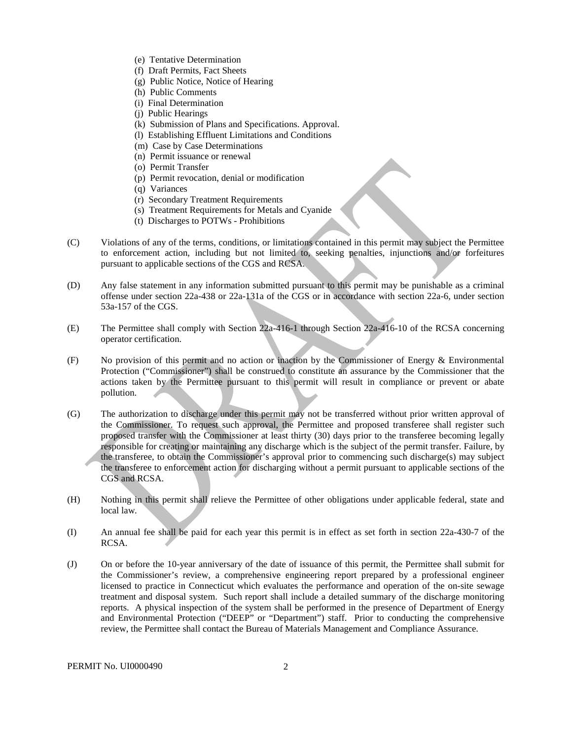(e) Tentative Determination
(f) Draft Permits, Fact Sheets
(g) Public Notice, Notice of Hearing
(h) Public Comments
(i) Final Determination
(j) Public Hearings
(k) Submission of Plans and Specifications. Approval.
(l) Establishing Effluent Limitations and Conditions
(m) Case by Case Determinations
(n) Permit issuance or renewal
(o) Permit Transfer
(p) Permit revocation, denial or modification
(q) Variances
(r) Secondary Treatment Requirements
(s) Treatment Requirements for Metals and Cyanide
(t) Discharges to POTWs - Prohibitions

(C) Violations of any of the terms, conditions, or limitations contained in this permit may subject the Permittee to enforcement action, including but not limited to, seeking penalties, injunctions and/or forfeitures pursuant to applicable sections of the CGS and RCSA.

(D) Any false statement in any information submitted pursuant to this permit may be punishable as a criminal offense under section 22a-438 or 22a-131a of the CGS or in accordance with section 22a-6, under section 53a-157 of the CGS.

(E) The Permittee shall comply with Section 22a-416-1 through Section 22a-416-10 of the RCSA concerning operator certification.

(F) No provision of this permit and no action or inaction by the Commissioner of Energy & Environmental Protection ("Commissioner") shall be construed to constitute an assurance by the Commissioner that the actions taken by the Permittee pursuant to this permit will result in compliance or prevent or abate pollution.

(G) The authorization to discharge under this permit may not be transferred without prior written approval of the Commissioner. To request such approval, the Permittee and proposed transferee shall register such proposed transfer with the Commissioner at least thirty (30) days prior to the transferee becoming legally responsible for creating or maintaining any discharge which is the subject of the permit transfer. Failure, by the transferee, to obtain the Commissioner's approval prior to commencing such discharge(s) may subject the transferee to enforcement action for discharging without a permit pursuant to applicable sections of the CGS and RCSA.

(H) Nothing in this permit shall relieve the Permittee of other obligations under applicable federal, state and local law.

(I) An annual fee shall be paid for each year this permit is in effect as set forth in section 22a-430-7 of the RCSA.

(J) On or before the 10-year anniversary of the date of issuance of this permit, the Permittee shall submit for the Commissioner's review, a comprehensive engineering report prepared by a professional engineer licensed to practice in Connecticut which evaluates the performance and operation of the on-site sewage treatment and disposal system. Such report shall include a detailed summary of the discharge monitoring reports. A physical inspection of the system shall be performed in the presence of Department of Energy and Environmental Protection ("DEEP" or "Department") staff. Prior to conducting the comprehensive review, the Permittee shall contact the Bureau of Materials Management and Compliance Assurance.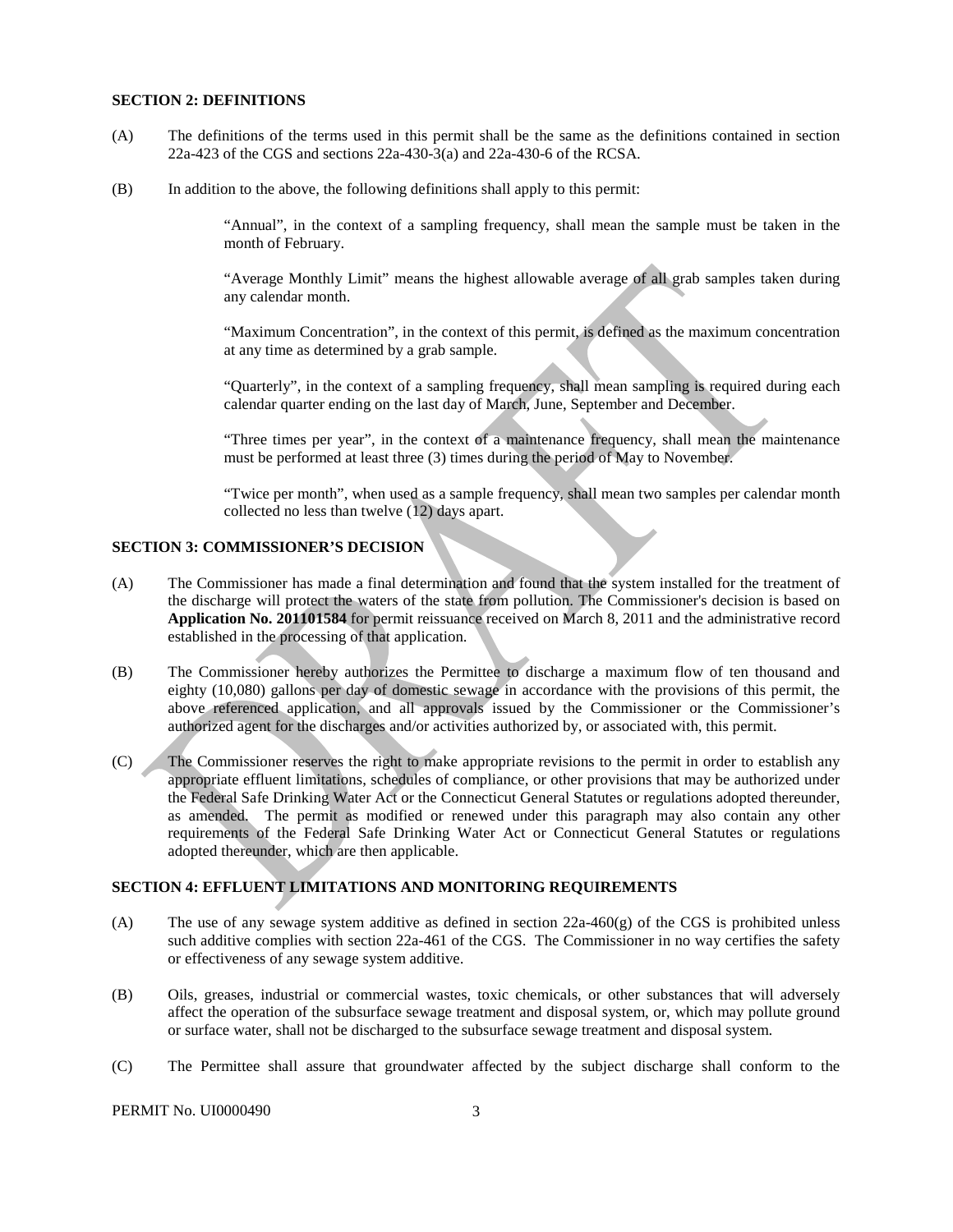## SECTION 2: DEFINITIONS

(A) The definitions of the terms used in this permit shall be the same as the definitions contained in section 22a-423 of the CGS and sections 22a-430-3(a) and 22a-430-6 of the RCSA.

(B) In addition to the above, the following definitions shall apply to this permit:

"Annual", in the context of a sampling frequency, shall mean the sample must be taken in the month of February.

"Average Monthly Limit" means the highest allowable average of all grab samples taken during any calendar month.

"Maximum Concentration", in the context of this permit, is defined as the maximum concentration at any time as determined by a grab sample.

"Quarterly", in the context of a sampling frequency, shall mean sampling is required during each calendar quarter ending on the last day of March, June, September and December.

"Three times per year", in the context of a maintenance frequency, shall mean the maintenance must be performed at least three (3) times during the period of May to November.

"Twice per month", when used as a sample frequency, shall mean two samples per calendar month collected no less than twelve (12) days apart.

## SECTION 3: COMMISSIONER'S DECISION

(A) The Commissioner has made a final determination and found that the system installed for the treatment of the discharge will protect the waters of the state from pollution. The Commissioner's decision is based on **Application No. 201101584** for permit reissuance received on March 8, 2011 and the administrative record established in the processing of that application.

(B) The Commissioner hereby authorizes the Permittee to discharge a maximum flow of ten thousand and eighty (10,080) gallons per day of domestic sewage in accordance with the provisions of this permit, the above referenced application, and all approvals issued by the Commissioner or the Commissioner's authorized agent for the discharges and/or activities authorized by, or associated with, this permit.

(C) The Commissioner reserves the right to make appropriate revisions to the permit in order to establish any appropriate effluent limitations, schedules of compliance, or other provisions that may be authorized under the Federal Safe Drinking Water Act or the Connecticut General Statutes or regulations adopted thereunder, as amended. The permit as modified or renewed under this paragraph may also contain any other requirements of the Federal Safe Drinking Water Act or Connecticut General Statutes or regulations adopted thereunder, which are then applicable.

## SECTION 4: EFFLUENT LIMITATIONS AND MONITORING REQUIREMENTS

(A) The use of any sewage system additive as defined in section 22a-460(g) of the CGS is prohibited unless such additive complies with section 22a-461 of the CGS. The Commissioner in no way certifies the safety or effectiveness of any sewage system additive.

(B) Oils, greases, industrial or commercial wastes, toxic chemicals, or other substances that will adversely affect the operation of the subsurface sewage treatment and disposal system, or, which may pollute ground or surface water, shall not be discharged to the subsurface sewage treatment and disposal system.

(C) The Permittee shall assure that groundwater affected by the subject discharge shall conform to the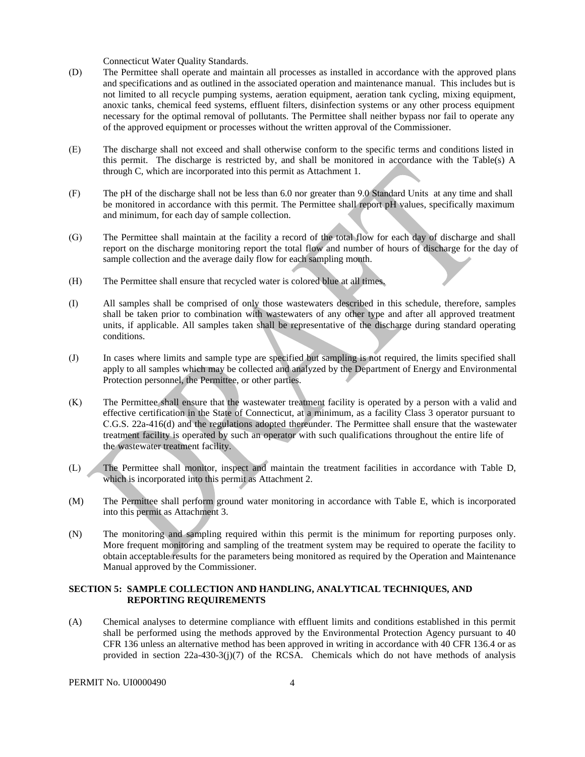Connecticut Water Quality Standards.

(D) The Permittee shall operate and maintain all processes as installed in accordance with the approved plans and specifications and as outlined in the associated operation and maintenance manual. This includes but is not limited to all recycle pumping systems, aeration equipment, aeration tank cycling, mixing equipment, anoxic tanks, chemical feed systems, effluent filters, disinfection systems or any other process equipment necessary for the optimal removal of pollutants. The Permittee shall neither bypass nor fail to operate any of the approved equipment or processes without the written approval of the Commissioner.

(E) The discharge shall not exceed and shall otherwise conform to the specific terms and conditions listed in this permit. The discharge is restricted by, and shall be monitored in accordance with the Table(s) A through C, which are incorporated into this permit as Attachment 1.

(F) The pH of the discharge shall not be less than 6.0 nor greater than 9.0 Standard Units at any time and shall be monitored in accordance with this permit. The Permittee shall report pH values, specifically maximum and minimum, for each day of sample collection.

(G) The Permittee shall maintain at the facility a record of the total flow for each day of discharge and shall report on the discharge monitoring report the total flow and number of hours of discharge for the day of sample collection and the average daily flow for each sampling month.

(H) The Permittee shall ensure that recycled water is colored blue at all times.

(I) All samples shall be comprised of only those wastewaters described in this schedule, therefore, samples shall be taken prior to combination with wastewaters of any other type and after all approved treatment units, if applicable. All samples taken shall be representative of the discharge during standard operating conditions.

(J) In cases where limits and sample type are specified but sampling is not required, the limits specified shall apply to all samples which may be collected and analyzed by the Department of Energy and Environmental Protection personnel, the Permittee, or other parties.

(K) The Permittee shall ensure that the wastewater treatment facility is operated by a person with a valid and effective certification in the State of Connecticut, at a minimum, as a facility Class 3 operator pursuant to C.G.S. 22a-416(d) and the regulations adopted thereunder. The Permittee shall ensure that the wastewater treatment facility is operated by such an operator with such qualifications throughout the entire life of the wastewater treatment facility.

(L) The Permittee shall monitor, inspect and maintain the treatment facilities in accordance with Table D, which is incorporated into this permit as Attachment 2.

(M) The Permittee shall perform ground water monitoring in accordance with Table E, which is incorporated into this permit as Attachment 3.

(N) The monitoring and sampling required within this permit is the minimum for reporting purposes only. More frequent monitoring and sampling of the treatment system may be required to operate the facility to obtain acceptable results for the parameters being monitored as required by the Operation and Maintenance Manual approved by the Commissioner.

**SECTION 5: SAMPLE COLLECTION AND HANDLING, ANALYTICAL TECHNIQUES, AND REPORTING REQUIREMENTS**

(A) Chemical analyses to determine compliance with effluent limits and conditions established in this permit shall be performed using the methods approved by the Environmental Protection Agency pursuant to 40 CFR 136 unless an alternative method has been approved in writing in accordance with 40 CFR 136.4 or as provided in section 22a-430-3(j)(7) of the RCSA. Chemicals which do not have methods of analysis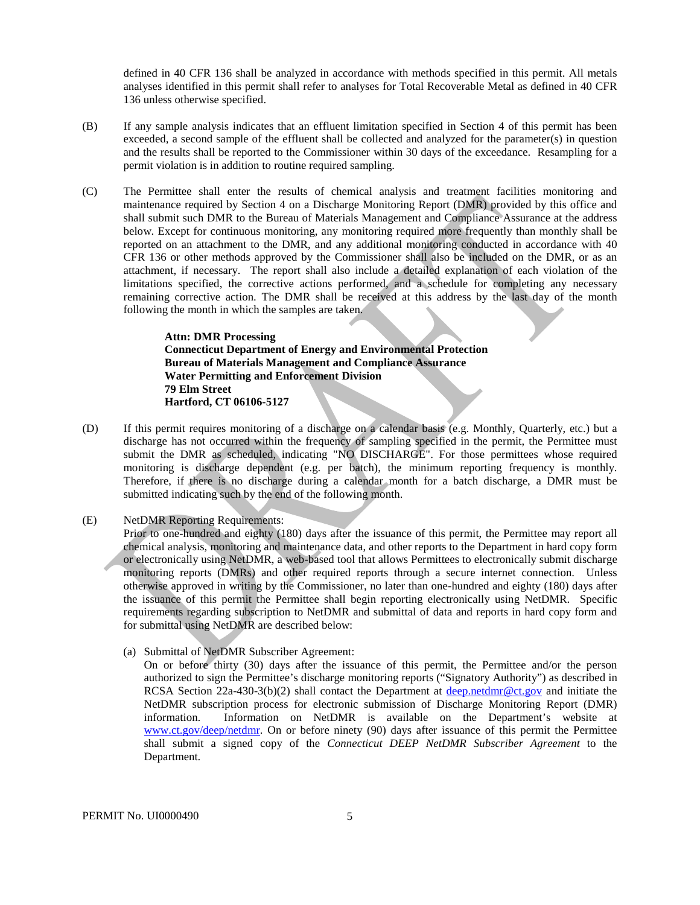defined in 40 CFR 136 shall be analyzed in accordance with methods specified in this permit. All metals analyses identified in this permit shall refer to analyses for Total Recoverable Metal as defined in 40 CFR 136 unless otherwise specified.

(B) If any sample analysis indicates that an effluent limitation specified in Section 4 of this permit has been exceeded, a second sample of the effluent shall be collected and analyzed for the parameter(s) in question and the results shall be reported to the Commissioner within 30 days of the exceedance. Resampling for a permit violation is in addition to routine required sampling.

(C) The Permittee shall enter the results of chemical analysis and treatment facilities monitoring and maintenance required by Section 4 on a Discharge Monitoring Report (DMR) provided by this office and shall submit such DMR to the Bureau of Materials Management and Compliance Assurance at the address below. Except for continuous monitoring, any monitoring required more frequently than monthly shall be reported on an attachment to the DMR, and any additional monitoring conducted in accordance with 40 CFR 136 or other methods approved by the Commissioner shall also be included on the DMR, or as an attachment, if necessary. The report shall also include a detailed explanation of each violation of the limitations specified, the corrective actions performed, and a schedule for completing any necessary remaining corrective action. The DMR shall be received at this address by the last day of the month following the month in which the samples are taken.

> **Attn: DMR Processing**
> **Connecticut Department of Energy and Environmental Protection**
> **Bureau of Materials Management and Compliance Assurance**
> **Water Permitting and Enforcement Division**
> **79 Elm Street**
> **Hartford, CT 06106-5127**

(D) If this permit requires monitoring of a discharge on a calendar basis (e.g. Monthly, Quarterly, etc.) but a discharge has not occurred within the frequency of sampling specified in the permit, the Permittee must submit the DMR as scheduled, indicating "NO DISCHARGE". For those permittees whose required monitoring is discharge dependent (e.g. per batch), the minimum reporting frequency is monthly. Therefore, if there is no discharge during a calendar month for a batch discharge, a DMR must be submitted indicating such by the end of the following month.

(E) NetDMR Reporting Requirements:
Prior to one-hundred and eighty (180) days after the issuance of this permit, the Permittee may report all chemical analysis, monitoring and maintenance data, and other reports to the Department in hard copy form or electronically using NetDMR, a web-based tool that allows Permittees to electronically submit discharge monitoring reports (DMRs) and other required reports through a secure internet connection. Unless otherwise approved in writing by the Commissioner, no later than one-hundred and eighty (180) days after the issuance of this permit the Permittee shall begin reporting electronically using NetDMR. Specific requirements regarding subscription to NetDMR and submittal of data and reports in hard copy form and for submittal using NetDMR are described below:

(a) Submittal of NetDMR Subscriber Agreement:
On or before thirty (30) days after the issuance of this permit, the Permittee and/or the person authorized to sign the Permittee's discharge monitoring reports ("Signatory Authority") as described in RCSA Section 22a-430-3(b)(2) shall contact the Department at deep.netdmr@ct.gov and initiate the NetDMR subscription process for electronic submission of Discharge Monitoring Report (DMR) information. Information on NetDMR is available on the Department's website at www.ct.gov/deep/netdmr. On or before ninety (90) days after issuance of this permit the Permittee shall submit a signed copy of the *Connecticut DEEP NetDMR Subscriber Agreement* to the Department.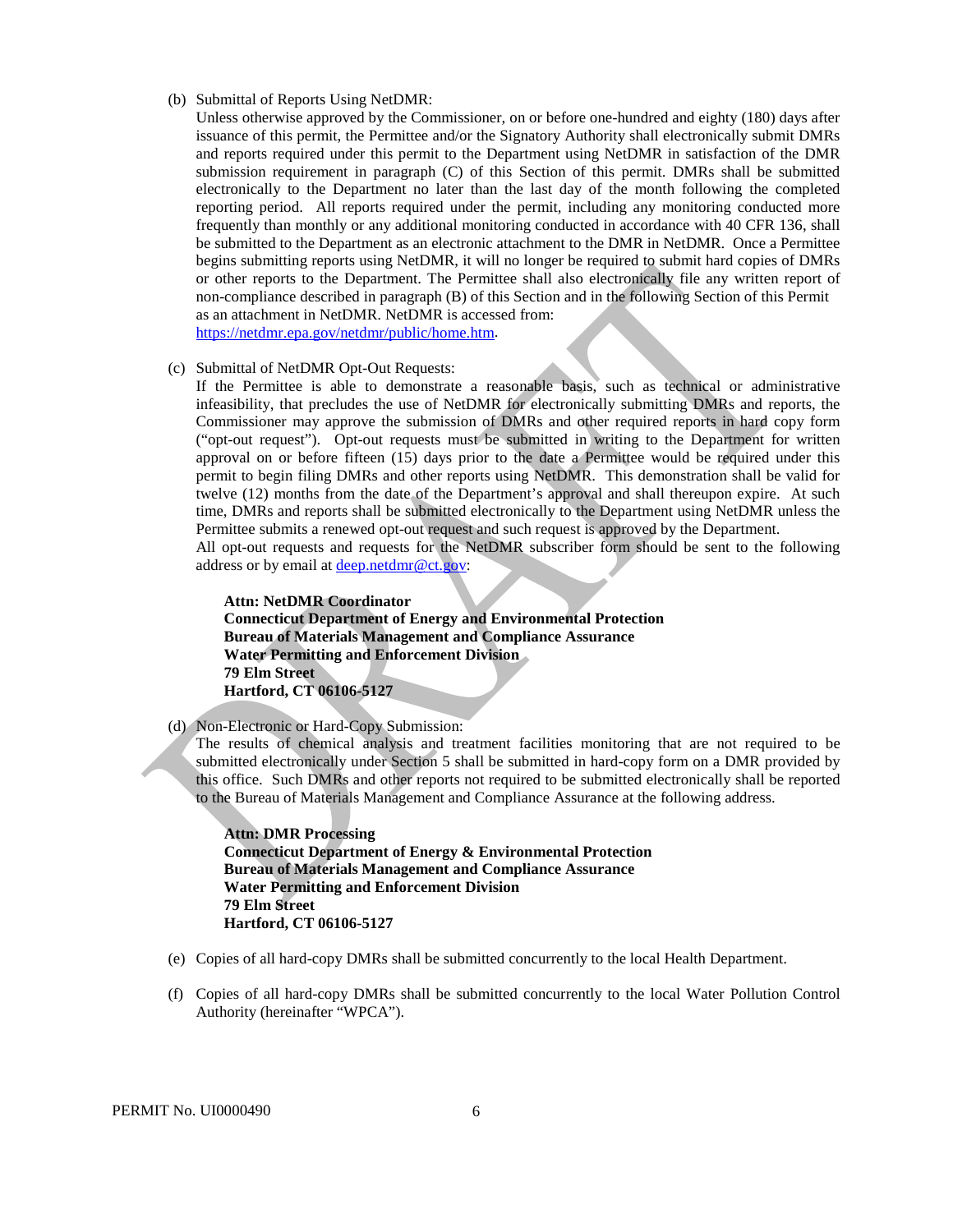(b) Submittal of Reports Using NetDMR:

Unless otherwise approved by the Commissioner, on or before one-hundred and eighty (180) days after issuance of this permit, the Permittee and/or the Signatory Authority shall electronically submit DMRs and reports required under this permit to the Department using NetDMR in satisfaction of the DMR submission requirement in paragraph (C) of this Section of this permit. DMRs shall be submitted electronically to the Department no later than the last day of the month following the completed reporting period. All reports required under the permit, including any monitoring conducted more frequently than monthly or any additional monitoring conducted in accordance with 40 CFR 136, shall be submitted to the Department as an electronic attachment to the DMR in NetDMR. Once a Permittee begins submitting reports using NetDMR, it will no longer be required to submit hard copies of DMRs or other reports to the Department. The Permittee shall also electronically file any written report of non-compliance described in paragraph (B) of this Section and in the following Section of this Permit as an attachment in NetDMR. NetDMR is accessed from: https://netdmr.epa.gov/netdmr/public/home.htm.

(c) Submittal of NetDMR Opt-Out Requests:

If the Permittee is able to demonstrate a reasonable basis, such as technical or administrative infeasibility, that precludes the use of NetDMR for electronically submitting DMRs and reports, the Commissioner may approve the submission of DMRs and other required reports in hard copy form ("opt-out request"). Opt-out requests must be submitted in writing to the Department for written approval on or before fifteen (15) days prior to the date a Permittee would be required under this permit to begin filing DMRs and other reports using NetDMR. This demonstration shall be valid for twelve (12) months from the date of the Department's approval and shall thereupon expire. At such time, DMRs and reports shall be submitted electronically to the Department using NetDMR unless the Permittee submits a renewed opt-out request and such request is approved by the Department.

All opt-out requests and requests for the NetDMR subscriber form should be sent to the following address or by email at deep.netdmr@ct.gov:

**Attn: NetDMR Coordinator**
**Connecticut Department of Energy and Environmental Protection**
**Bureau of Materials Management and Compliance Assurance**
**Water Permitting and Enforcement Division**
**79 Elm Street**
**Hartford, CT 06106-5127**

(d) Non-Electronic or Hard-Copy Submission:

The results of chemical analysis and treatment facilities monitoring that are not required to be submitted electronically under Section 5 shall be submitted in hard-copy form on a DMR provided by this office. Such DMRs and other reports not required to be submitted electronically shall be reported to the Bureau of Materials Management and Compliance Assurance at the following address.

**Attn: DMR Processing**
**Connecticut Department of Energy & Environmental Protection**
**Bureau of Materials Management and Compliance Assurance**
**Water Permitting and Enforcement Division**
**79 Elm Street**
**Hartford, CT 06106-5127**

(e) Copies of all hard-copy DMRs shall be submitted concurrently to the local Health Department.

(f) Copies of all hard-copy DMRs shall be submitted concurrently to the local Water Pollution Control Authority (hereinafter "WPCA").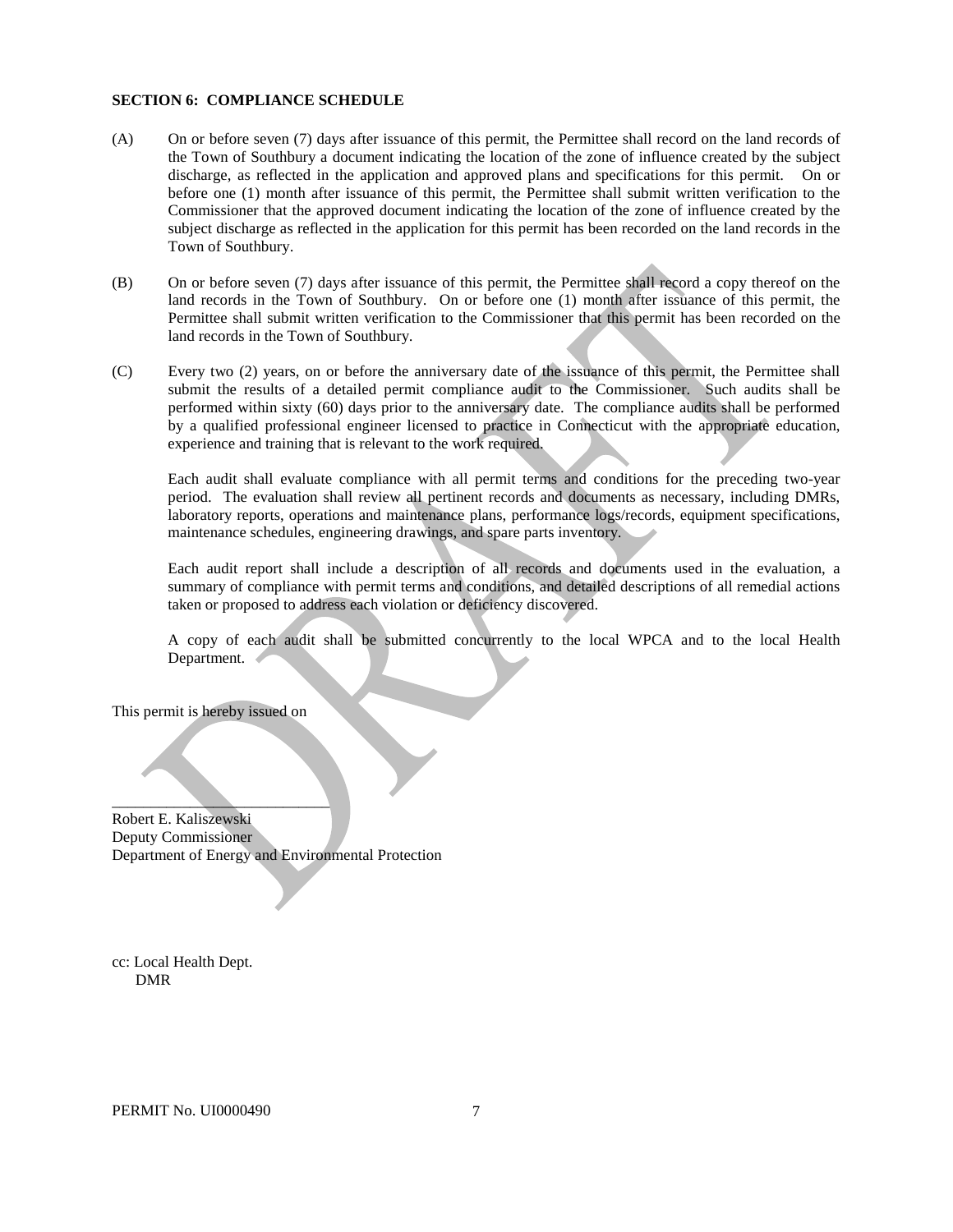**SECTION 6: COMPLIANCE SCHEDULE**

(A) On or before seven (7) days after issuance of this permit, the Permittee shall record on the land records of the Town of Southbury a document indicating the location of the zone of influence created by the subject discharge, as reflected in the application and approved plans and specifications for this permit. On or before one (1) month after issuance of this permit, the Permittee shall submit written verification to the Commissioner that the approved document indicating the location of the zone of influence created by the subject discharge as reflected in the application for this permit has been recorded on the land records in the Town of Southbury.

(B) On or before seven (7) days after issuance of this permit, the Permittee shall record a copy thereof on the land records in the Town of Southbury. On or before one (1) month after issuance of this permit, the Permittee shall submit written verification to the Commissioner that this permit has been recorded on the land records in the Town of Southbury.

(C) Every two (2) years, on or before the anniversary date of the issuance of this permit, the Permittee shall submit the results of a detailed permit compliance audit to the Commissioner. Such audits shall be performed within sixty (60) days prior to the anniversary date. The compliance audits shall be performed by a qualified professional engineer licensed to practice in Connecticut with the appropriate education, experience and training that is relevant to the work required.

Each audit shall evaluate compliance with all permit terms and conditions for the preceding two-year period. The evaluation shall review all pertinent records and documents as necessary, including DMRs, laboratory reports, operations and maintenance plans, performance logs/records, equipment specifications, maintenance schedules, engineering drawings, and spare parts inventory.

Each audit report shall include a description of all records and documents used in the evaluation, a summary of compliance with permit terms and conditions, and detailed descriptions of all remedial actions taken or proposed to address each violation or deficiency discovered.

A copy of each audit shall be submitted concurrently to the local WPCA and to the local Health Department.

This permit is hereby issued on

\_\_\_\_\_\_\_\_\_\_\_\_\_\_\_\_\_\_\_\_\_\_\_\_\_\_\_\_

Robert E. Kaliszewski
Deputy Commissioner
Department of Energy and Environmental Protection

cc: Local Health Dept.
DMR

PERMIT No. UI0000490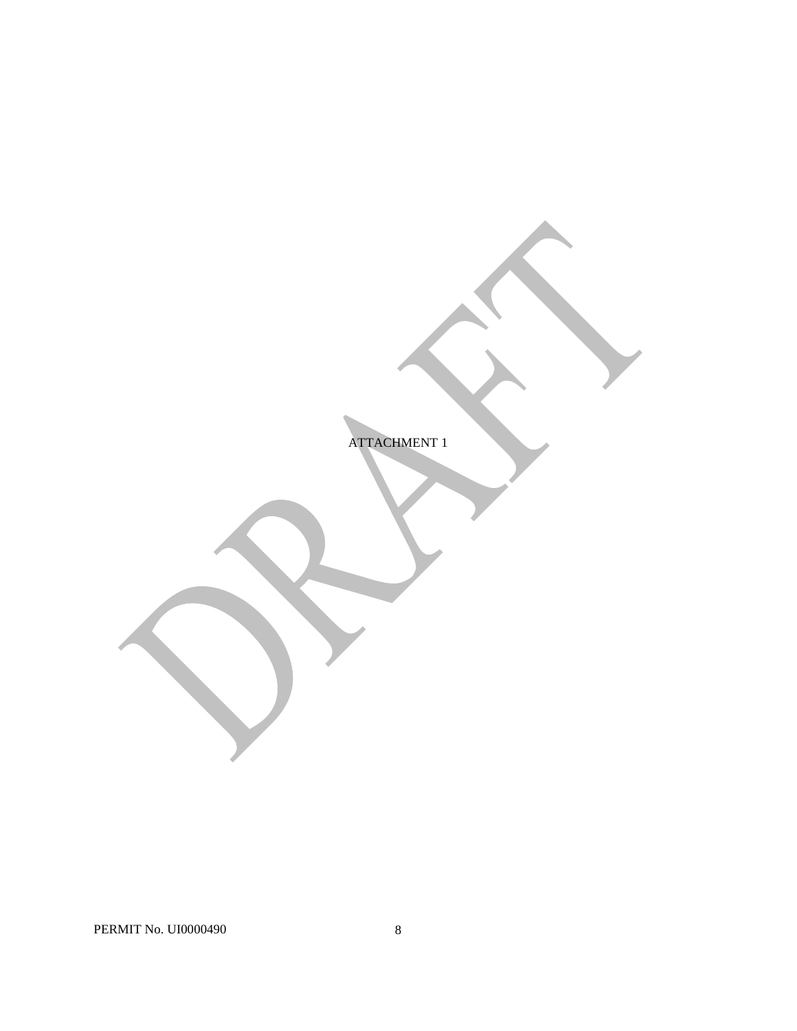ATTACHMENT 1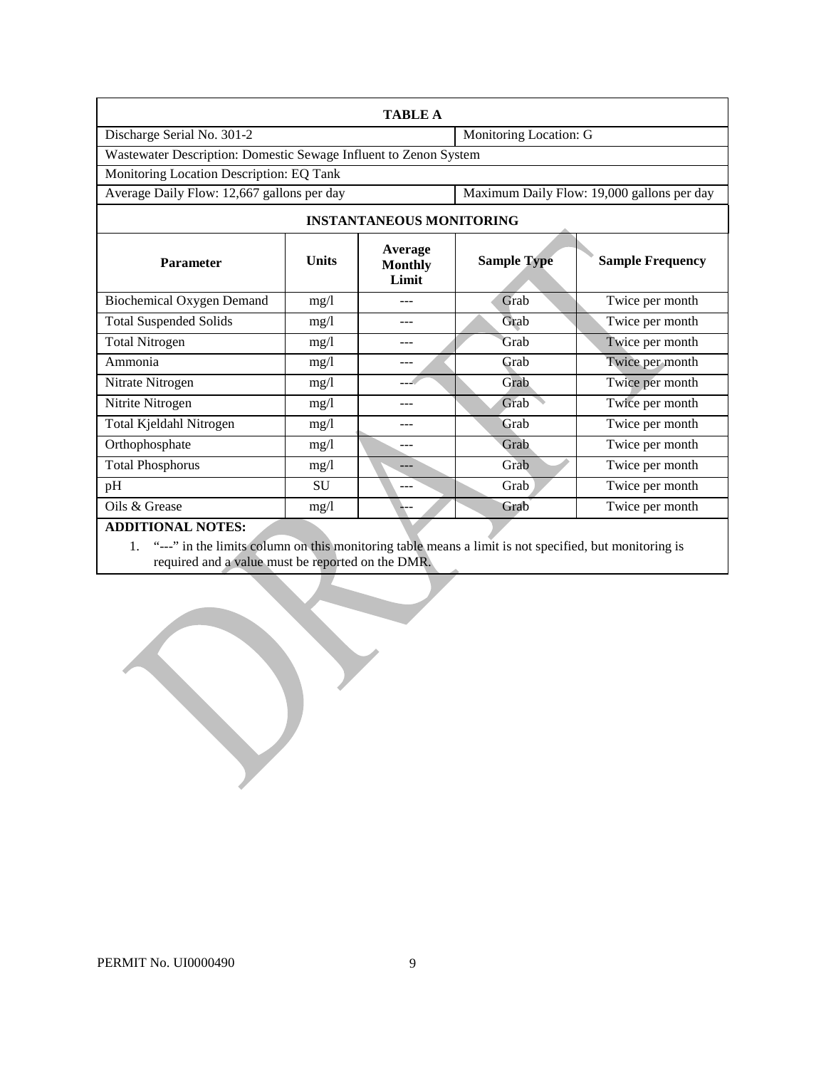**TABLE A**

| Discharge Serial No. 301-2 | | | Monitoring Location: G | |
|---|---|---|---|---|
| Wastewater Description: Domestic Sewage Influent to Zenon System | | | | |
| Monitoring Location Description: EQ Tank | | | | |
| Average Daily Flow: 12,667 gallons per day | | | Maximum Daily Flow: 19,000 gallons per day | |

**INSTANTANEOUS MONITORING**

| Parameter | Units | Average Monthly Limit | Sample Type | Sample Frequency |
|---|---|---|---|---|
| Biochemical Oxygen Demand | mg/l | --- | Grab | Twice per month |
| Total Suspended Solids | mg/l | --- | Grab | Twice per month |
| Total Nitrogen | mg/l | --- | Grab | Twice per month |
| Ammonia | mg/l | --- | Grab | Twice per month |
| Nitrate Nitrogen | mg/l | --- | Grab | Twice per month |
| Nitrite Nitrogen | mg/l | --- | Grab | Twice per month |
| Total Kjeldahl Nitrogen | mg/l | --- | Grab | Twice per month |
| Orthophosphate | mg/l | --- | Grab | Twice per month |
| Total Phosphorus | mg/l | --- | Grab | Twice per month |
| pH | SU | --- | Grab | Twice per month |
| Oils & Grease | mg/l | --- | Grab | Twice per month |

**ADDITIONAL NOTES:**

1. "---" in the limits column on this monitoring table means a limit is not specified, but monitoring is required and a value must be reported on the DMR.

PERMIT No. UI0000490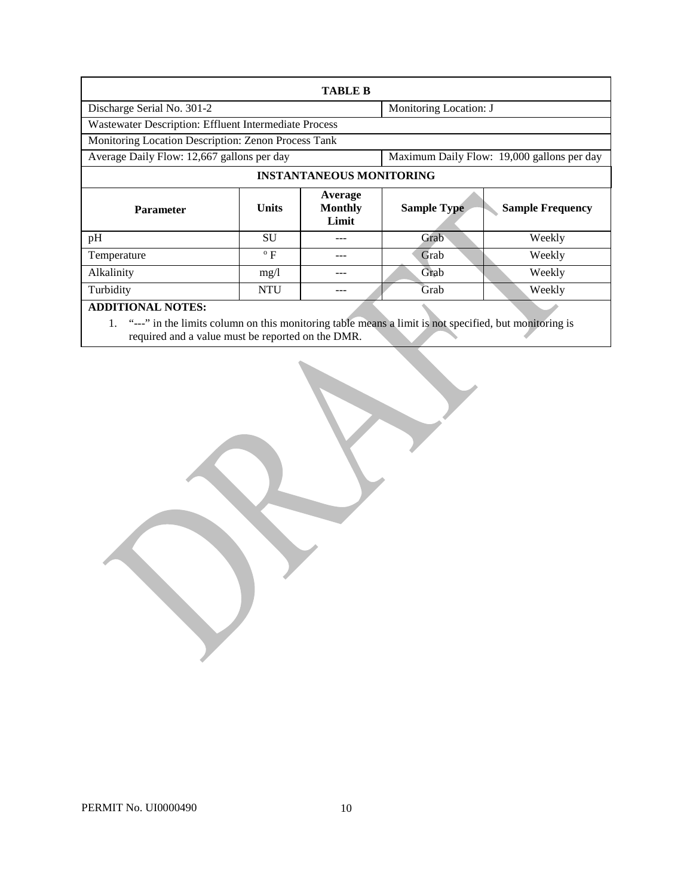| TABLE B | | | | |
|---|---|---|---|---|
| Discharge Serial No. 301-2 | | | Monitoring Location: J | |
| Wastewater Description: Effluent Intermediate Process | | | | |
| Monitoring Location Description: Zenon Process Tank | | | | |
| Average Daily Flow: 12,667 gallons per day | | | Maximum Daily Flow: 19,000 gallons per day | |
| **INSTANTANEOUS MONITORING** | | | | |
| **Parameter** | **Units** | **Average Monthly Limit** | **Sample Type** | **Sample Frequency** |
| pH | SU | --- | Grab | Weekly |
| Temperature | ° F | --- | Grab | Weekly |
| Alkalinity | mg/l | --- | Grab | Weekly |
| Turbidity | NTU | --- | Grab | Weekly |

**ADDITIONAL NOTES:**

1. "---" in the limits column on this monitoring table means a limit is not specified, but monitoring is required and a value must be reported on the DMR.

DRAFT

PERMIT No. UI0000490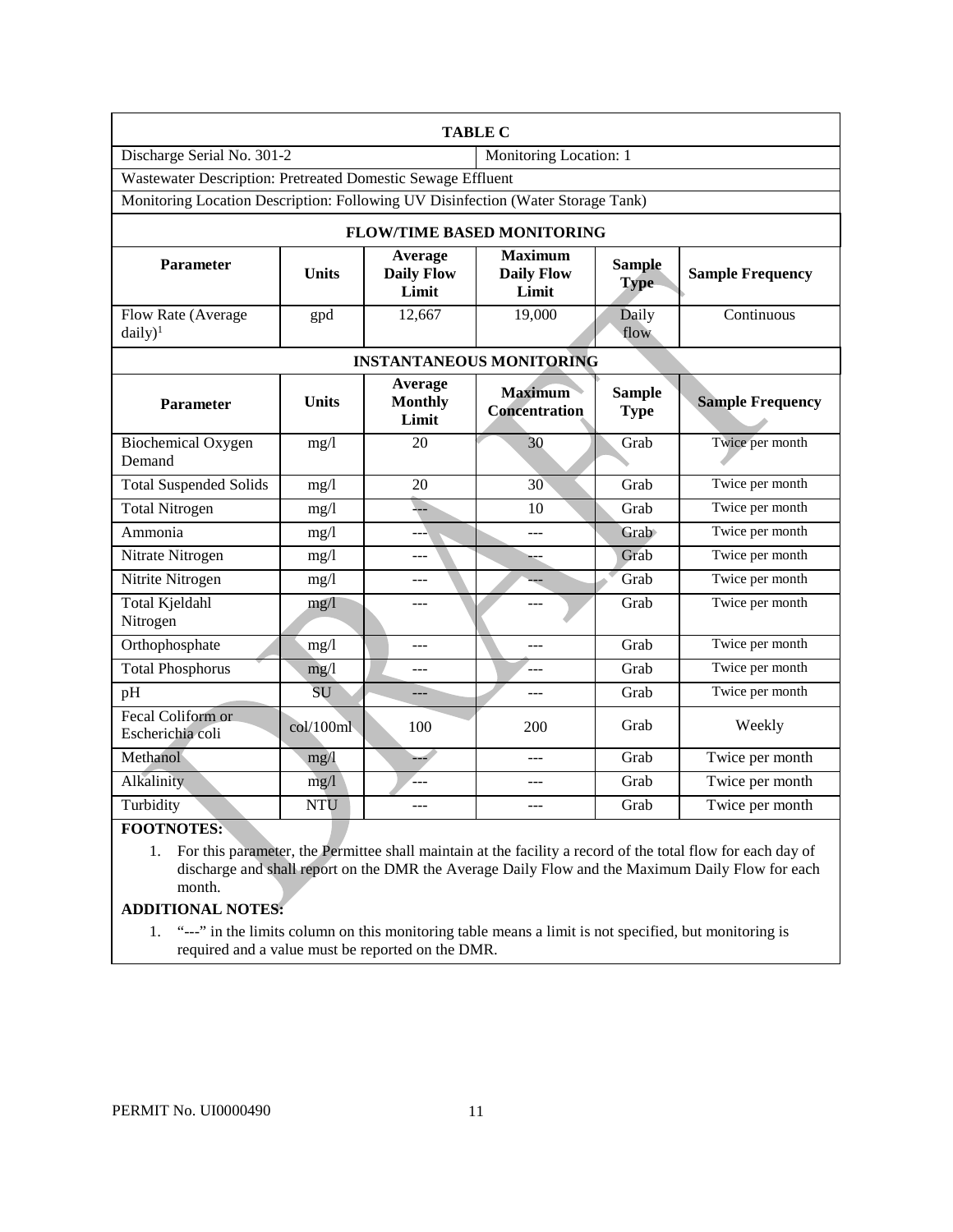**TABLE C**

Discharge Serial No. 301-2 | Monitoring Location: 1

Wastewater Description: Pretreated Domestic Sewage Effluent

Monitoring Location Description: Following UV Disinfection (Water Storage Tank)

**FLOW/TIME BASED MONITORING**

| Parameter | Units | Average Daily Flow Limit | Maximum Daily Flow Limit | Sample Type | Sample Frequency |
|---|---|---|---|---|---|
| Flow Rate (Average daily)[1] | gpd | 12,667 | 19,000 | Daily flow | Continuous |

**INSTANTANEOUS MONITORING**

| Parameter | Units | Average Monthly Limit | Maximum Concentration | Sample Type | Sample Frequency |
|---|---|---|---|---|---|
| Biochemical Oxygen Demand | mg/l | 20 | 30 | Grab | Twice per month |
| Total Suspended Solids | mg/l | 20 | 30 | Grab | Twice per month |
| Total Nitrogen | mg/l | --- | 10 | Grab | Twice per month |
| Ammonia | mg/l | --- | --- | Grab | Twice per month |
| Nitrate Nitrogen | mg/l | --- | --- | Grab | Twice per month |
| Nitrite Nitrogen | mg/l | --- | --- | Grab | Twice per month |
| Total Kjeldahl Nitrogen | mg/l | --- | --- | Grab | Twice per month |
| Orthophosphate | mg/l | --- | --- | Grab | Twice per month |
| Total Phosphorus | mg/l | --- | --- | Grab | Twice per month |
| pH | SU | --- | --- | Grab | Twice per month |
| Fecal Coliform or Escherichia coli | col/100ml | 100 | 200 | Grab | Weekly |
| Methanol | mg/l | --- | --- | Grab | Twice per month |
| Alkalinity | mg/l | --- | --- | Grab | Twice per month |
| Turbidity | NTU | --- | --- | Grab | Twice per month |

**FOOTNOTES:**

1. For this parameter, the Permittee shall maintain at the facility a record of the total flow for each day of discharge and shall report on the DMR the Average Daily Flow and the Maximum Daily Flow for each month.

**ADDITIONAL NOTES:**

1. "---" in the limits column on this monitoring table means a limit is not specified, but monitoring is required and a value must be reported on the DMR.

PERMIT No. UI0000490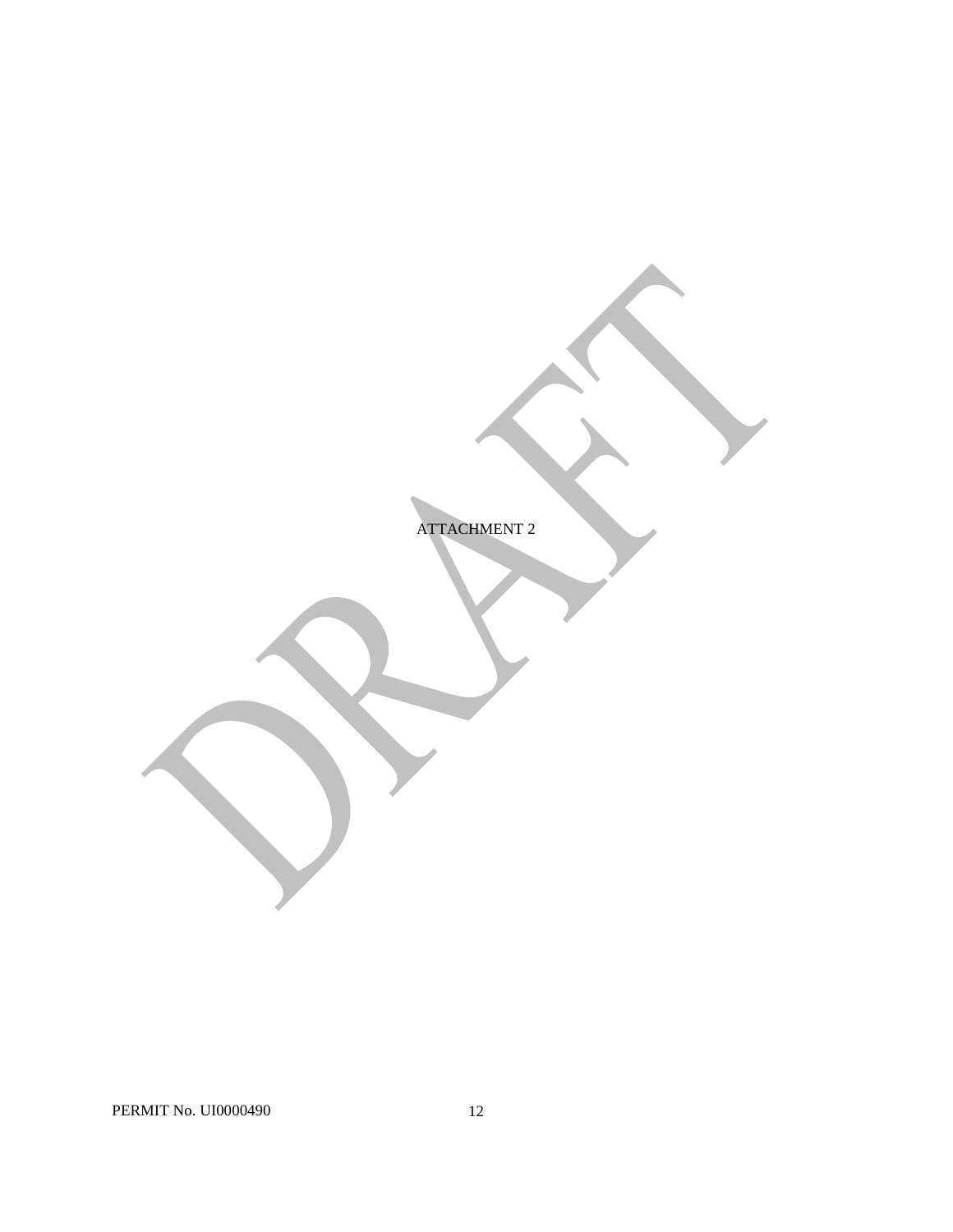ATTACHMENT 2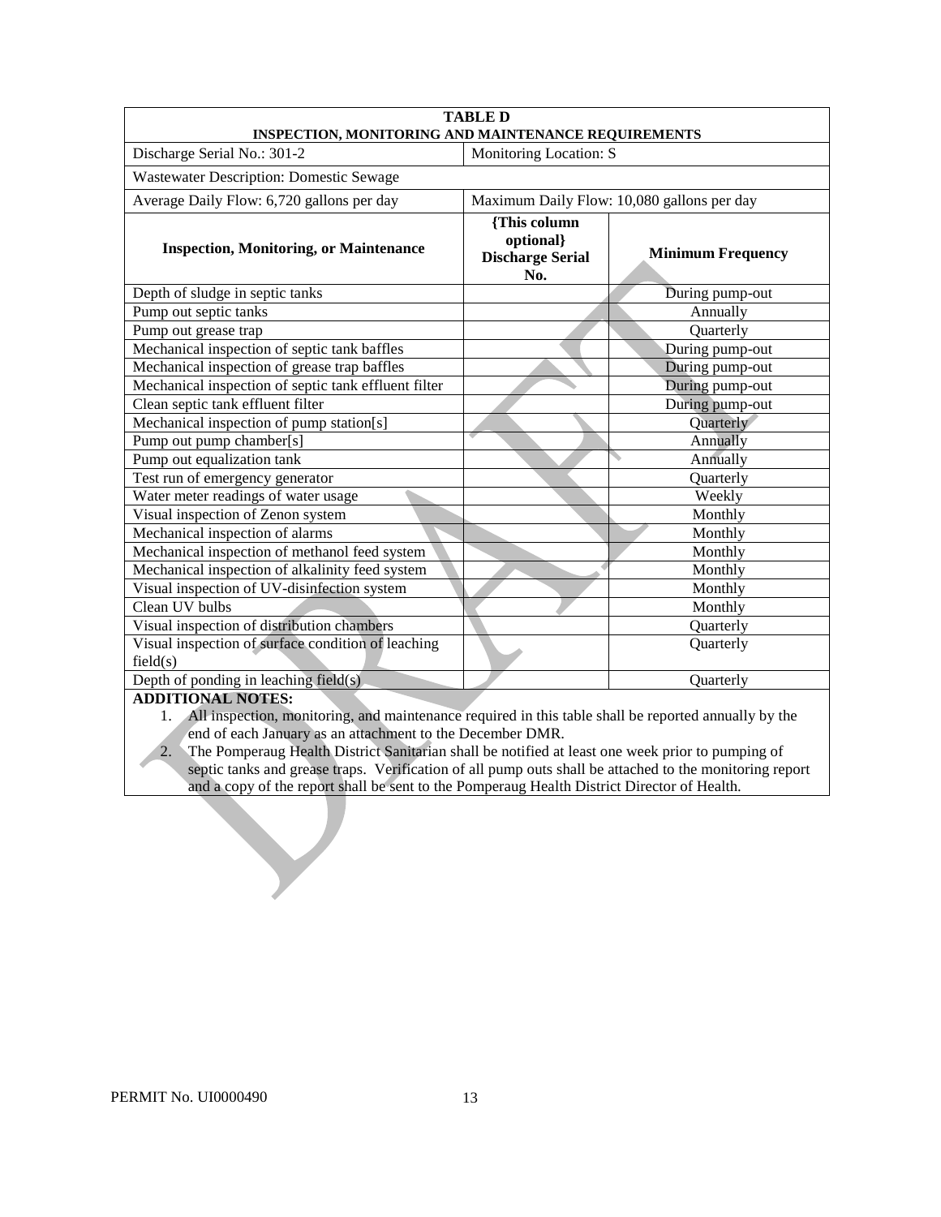| TABLE D<br>INSPECTION, MONITORING AND MAINTENANCE REQUIREMENTS | | |
|---|---|---|
| Discharge Serial No.: 301-2 | Monitoring Location: S | |
| Wastewater Description: Domestic Sewage | | |
| Average Daily Flow: 6,720 gallons per day | Maximum Daily Flow: 10,080 gallons per day | |
| **Inspection, Monitoring, or Maintenance** | **{This column optional} Discharge Serial No.** | **Minimum Frequency** |
| Depth of sludge in septic tanks | | During pump-out |
| Pump out septic tanks | | Annually |
| Pump out grease trap | | Quarterly |
| Mechanical inspection of septic tank baffles | | During pump-out |
| Mechanical inspection of grease trap baffles | | During pump-out |
| Mechanical inspection of septic tank effluent filter | | During pump-out |
| Clean septic tank effluent filter | | During pump-out |
| Mechanical inspection of pump station[s] | | Quarterly |
| Pump out pump chamber[s] | | Annually |
| Pump out equalization tank | | Annually |
| Test run of emergency generator | | Quarterly |
| Water meter readings of water usage | | Weekly |
| Visual inspection of Zenon system | | Monthly |
| Mechanical inspection of alarms | | Monthly |
| Mechanical inspection of methanol feed system | | Monthly |
| Mechanical inspection of alkalinity feed system | | Monthly |
| Visual inspection of UV-disinfection system | | Monthly |
| Clean UV bulbs | | Monthly |
| Visual inspection of distribution chambers | | Quarterly |
| Visual inspection of surface condition of leaching field(s) | | Quarterly |
| Depth of ponding in leaching field(s) | | Quarterly |

**ADDITIONAL NOTES:**

1. All inspection, monitoring, and maintenance required in this table shall be reported annually by the end of each January as an attachment to the December DMR.
2. The Pomperaug Health District Sanitarian shall be notified at least one week prior to pumping of septic tanks and grease traps. Verification of all pump outs shall be attached to the monitoring report and a copy of the report shall be sent to the Pomperaug Health District Director of Health.

PERMIT No. UI0000490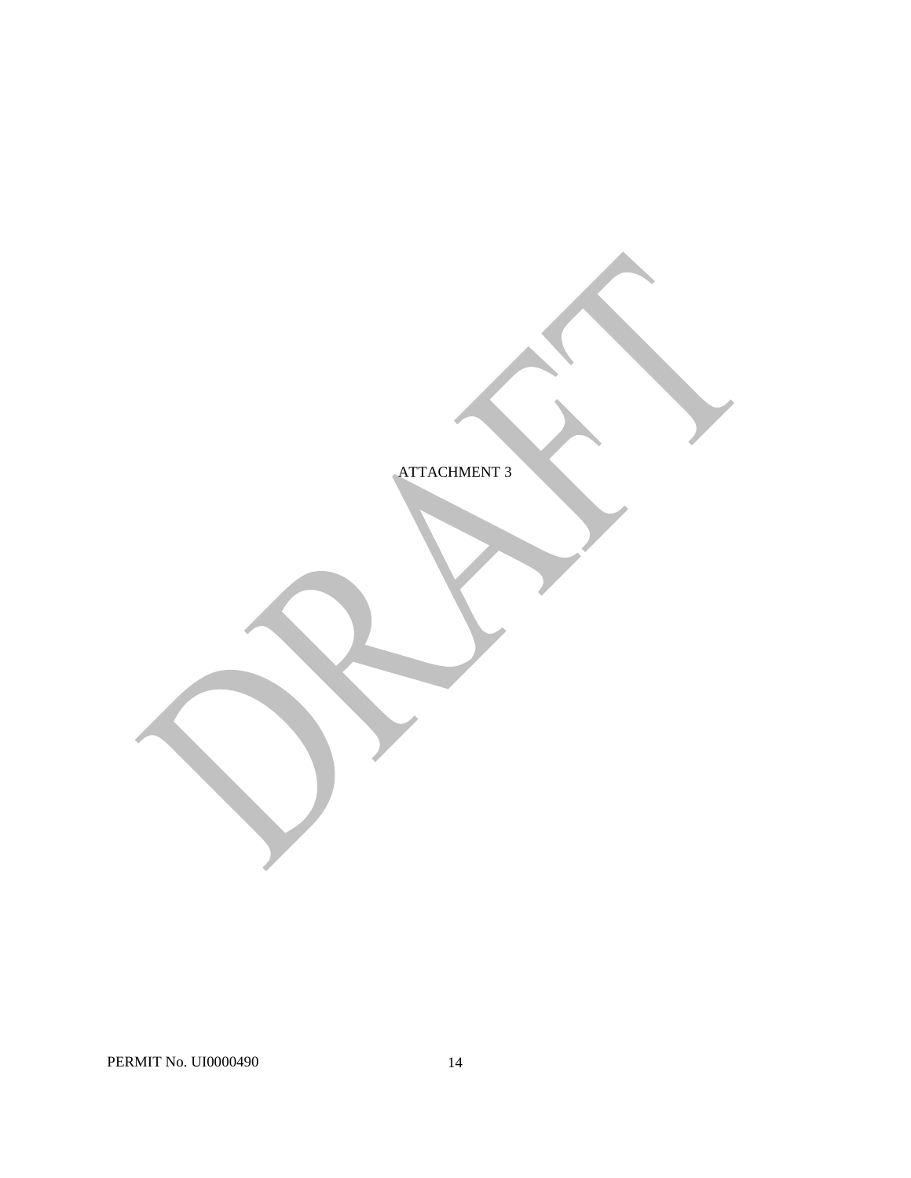ATTACHMENT 3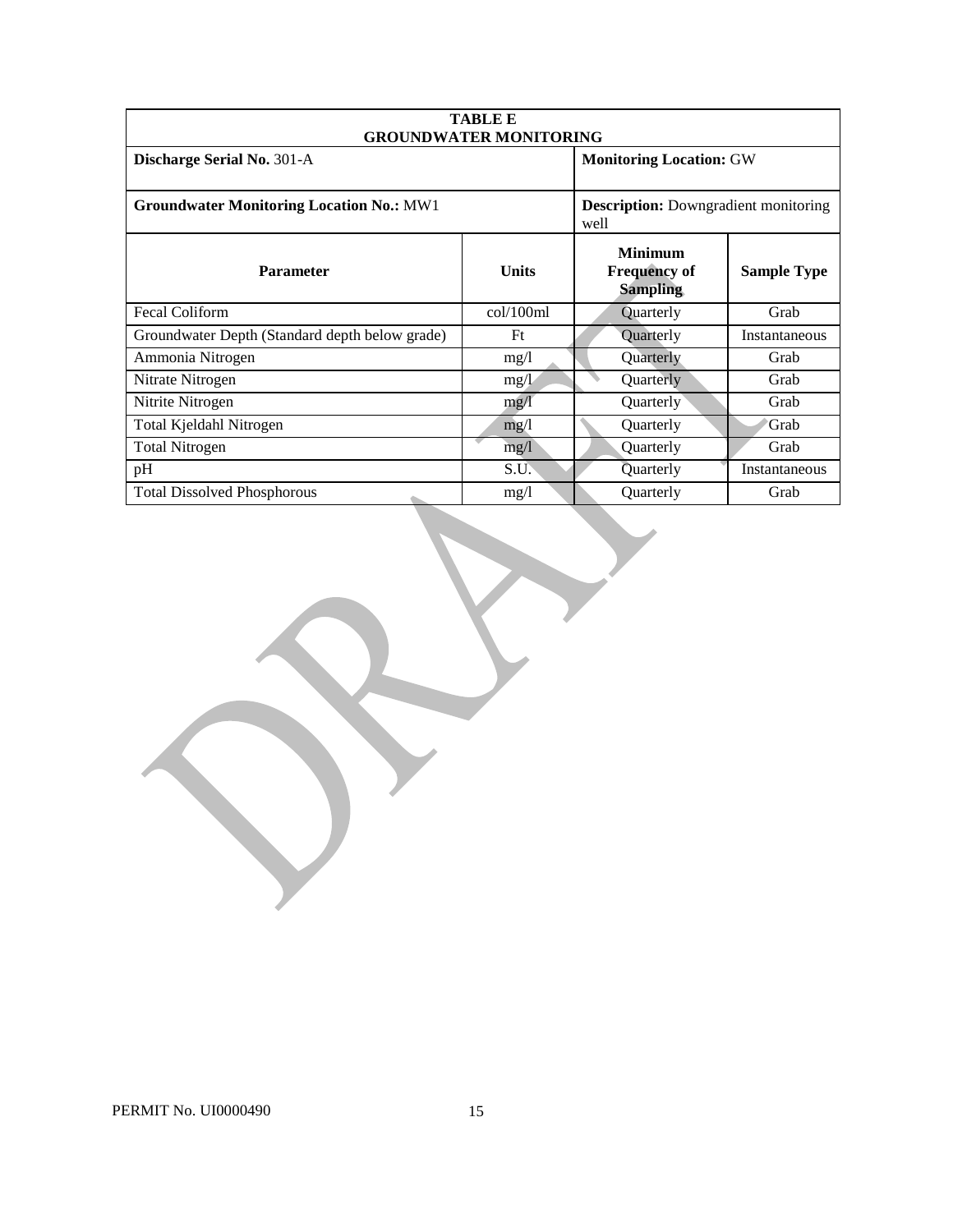| **TABLE E GROUNDWATER MONITORING** | | | |
|---|---|---|---|
| **Discharge Serial No.** 301-A | | **Monitoring Location:** GW | |
| **Groundwater Monitoring Location No.:** MW1 | | **Description:** Downgradient monitoring well | |
| **Parameter** | **Units** | **Minimum Frequency of Sampling** | **Sample Type** |
| Fecal Coliform | col/100ml | Quarterly | Grab |
| Groundwater Depth (Standard depth below grade) | Ft | Quarterly | Instantaneous |
| Ammonia Nitrogen | mg/l | Quarterly | Grab |
| Nitrate Nitrogen | mg/l | Quarterly | Grab |
| Nitrite Nitrogen | mg/l | Quarterly | Grab |
| Total Kjeldahl Nitrogen | mg/l | Quarterly | Grab |
| Total Nitrogen | mg/l | Quarterly | Grab |
| pH | S.U. | Quarterly | Instantaneous |
| Total Dissolved Phosphorous | mg/l | Quarterly | Grab |

DRAFT

PERMIT No. UI0000490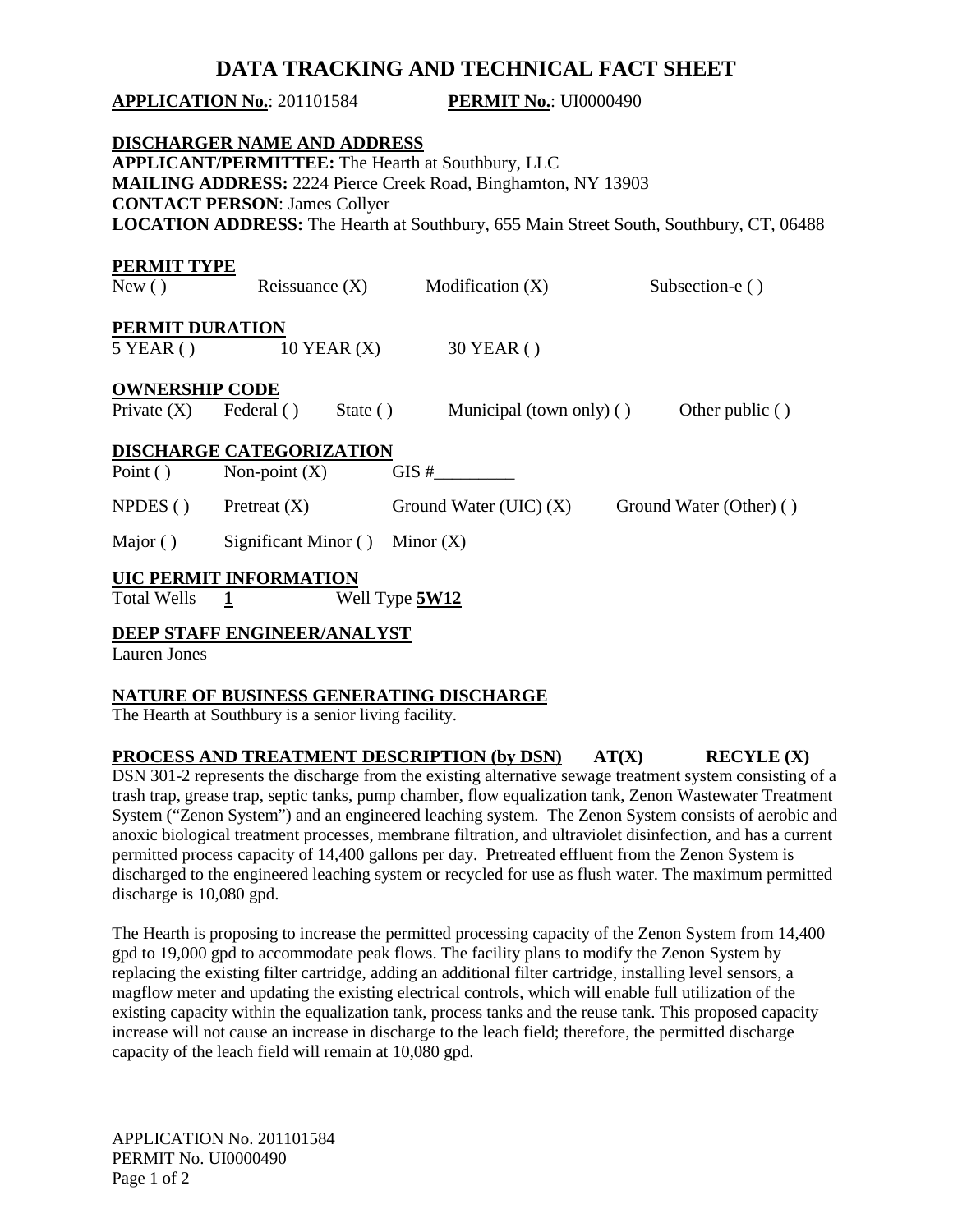# DATA TRACKING AND TECHNICAL FACT SHEET

**APPLICATION No.**: 201101584 **PERMIT No.**: UI0000490

**DISCHARGER NAME AND ADDRESS**

**APPLICANT/PERMITTEE:** The Hearth at Southbury, LLC
**MAILING ADDRESS:** 2224 Pierce Creek Road, Binghamton, NY 13903
**CONTACT PERSON**: James Collyer
**LOCATION ADDRESS:** The Hearth at Southbury, 655 Main Street South, Southbury, CT, 06488

**PERMIT TYPE**

New ( ) Reissuance (X) Modification (X) Subsection-e ( )

**PERMIT DURATION**

5 YEAR ( ) 10 YEAR (X) 30 YEAR ( )

**OWNERSHIP CODE**

Private (X) Federal ( ) State ( ) Municipal (town only) ( ) Other public ( )

**DISCHARGE CATEGORIZATION**

Point ( ) Non-point (X) GIS #_________

NPDES ( ) Pretreat (X) Ground Water (UIC) (X) Ground Water (Other) ( )

Major ( ) Significant Minor ( ) Minor (X)

**UIC PERMIT INFORMATION**

Total Wells **1** Well Type **5W12**

**DEEP STAFF ENGINEER/ANALYST**

Lauren Jones

**NATURE OF BUSINESS GENERATING DISCHARGE**

The Hearth at Southbury is a senior living facility.

**PROCESS AND TREATMENT DESCRIPTION (by DSN) AT(X) RECYLE (X)**

DSN 301-2 represents the discharge from the existing alternative sewage treatment system consisting of a trash trap, grease trap, septic tanks, pump chamber, flow equalization tank, Zenon Wastewater Treatment System ("Zenon System") and an engineered leaching system. The Zenon System consists of aerobic and anoxic biological treatment processes, membrane filtration, and ultraviolet disinfection, and has a current permitted process capacity of 14,400 gallons per day. Pretreated effluent from the Zenon System is discharged to the engineered leaching system or recycled for use as flush water. The maximum permitted discharge is 10,080 gpd.

The Hearth is proposing to increase the permitted processing capacity of the Zenon System from 14,400 gpd to 19,000 gpd to accommodate peak flows. The facility plans to modify the Zenon System by replacing the existing filter cartridge, adding an additional filter cartridge, installing level sensors, a magflow meter and updating the existing electrical controls, which will enable full utilization of the existing capacity within the equalization tank, process tanks and the reuse tank. This proposed capacity increase will not cause an increase in discharge to the leach field; therefore, the permitted discharge capacity of the leach field will remain at 10,080 gpd.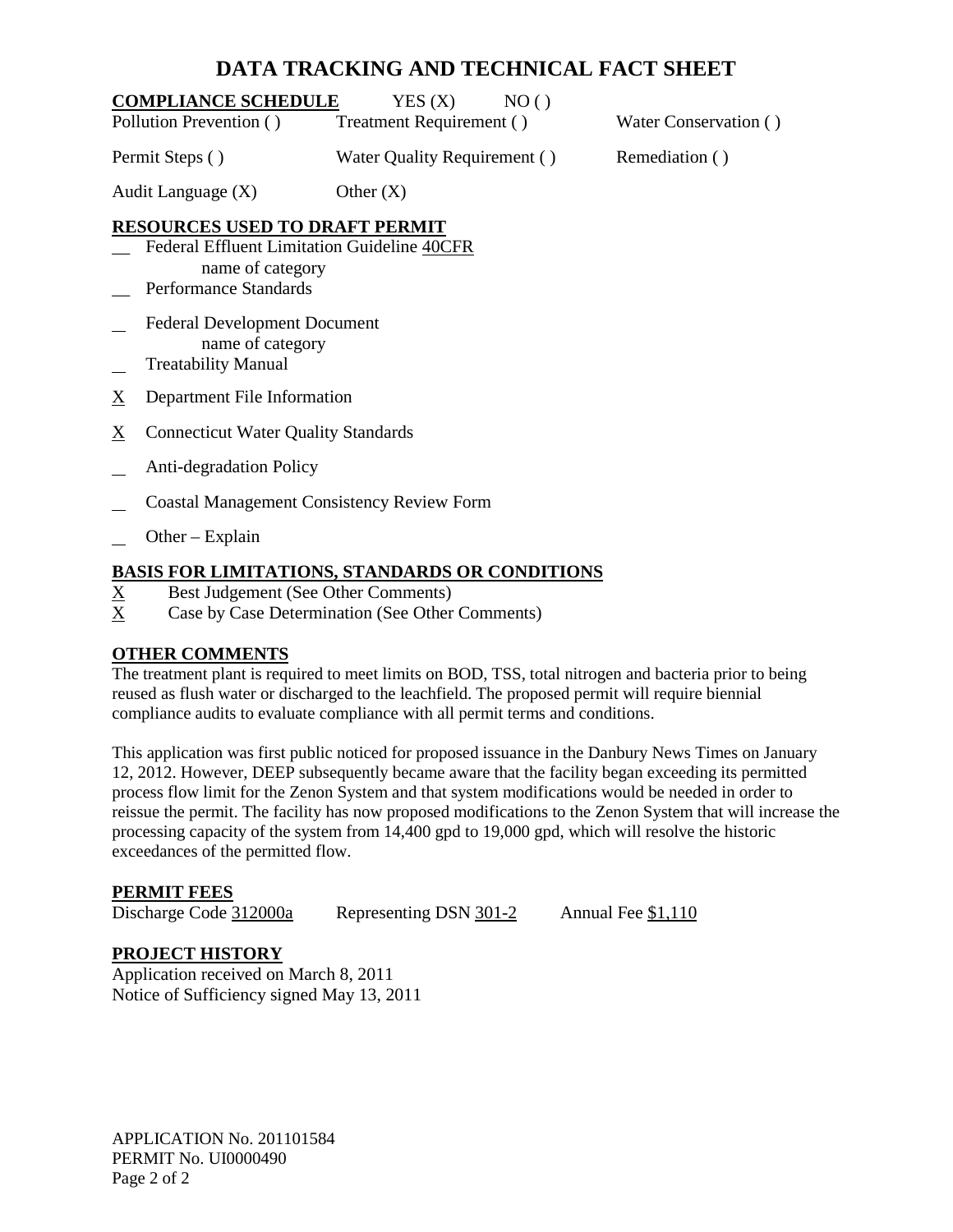# DATA TRACKING AND TECHNICAL FACT SHEET

**COMPLIANCE SCHEDULE** YES (X) NO ( )

Pollution Prevention ( ) Treatment Requirement ( ) Water Conservation ( )

Permit Steps ( ) Water Quality Requirement ( ) Remediation ( )

Audit Language (X) Other (X)

## RESOURCES USED TO DRAFT PERMIT

__ Federal Effluent Limitation Guideline 40CFR
  name of category

__ Performance Standards

_ Federal Development Document
  name of category

_ Treatability Manual

X Department File Information

X Connecticut Water Quality Standards

_ Anti-degradation Policy

_ Coastal Management Consistency Review Form

_ Other – Explain

## BASIS FOR LIMITATIONS, STANDARDS OR CONDITIONS

X Best Judgement (See Other Comments)

X Case by Case Determination (See Other Comments)

## OTHER COMMENTS

The treatment plant is required to meet limits on BOD, TSS, total nitrogen and bacteria prior to being reused as flush water or discharged to the leachfield. The proposed permit will require biennial compliance audits to evaluate compliance with all permit terms and conditions.

This application was first public noticed for proposed issuance in the Danbury News Times on January 12, 2012. However, DEEP subsequently became aware that the facility began exceeding its permitted process flow limit for the Zenon System and that system modifications would be needed in order to reissue the permit. The facility has now proposed modifications to the Zenon System that will increase the processing capacity of the system from 14,400 gpd to 19,000 gpd, which will resolve the historic exceedances of the permitted flow.

## PERMIT FEES

Discharge Code 312000a Representing DSN 301-2 Annual Fee $1,110

## PROJECT HISTORY

Application received on March 8, 2011

Notice of Sufficiency signed May 13, 2011

APPLICATION No. 201101584

PERMIT No. UI0000490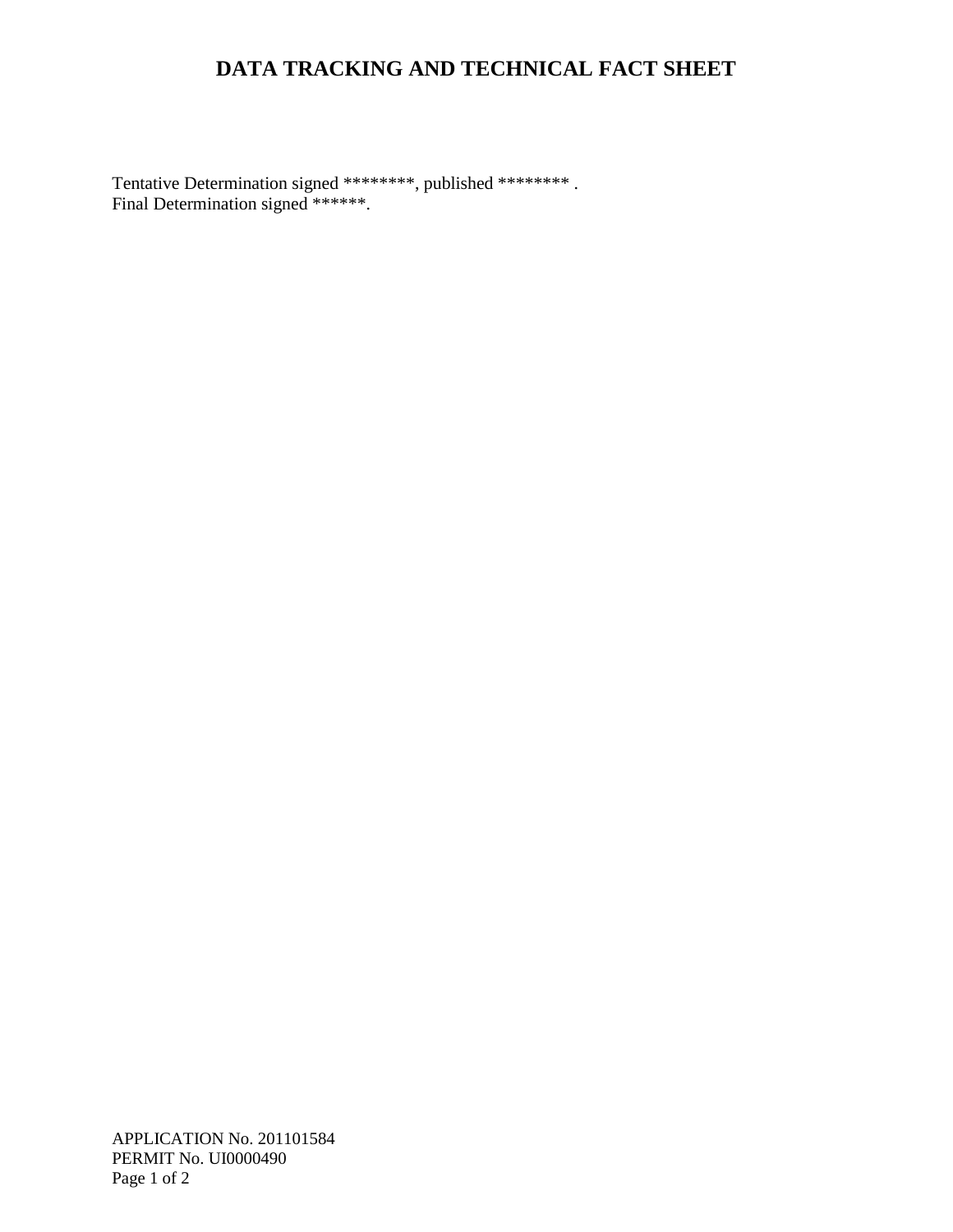# DATA TRACKING AND TECHNICAL FACT SHEET

Tentative Determination signed ********, published ******** .
Final Determination signed ******.

APPLICATION No. 201101584
PERMIT No. UI0000490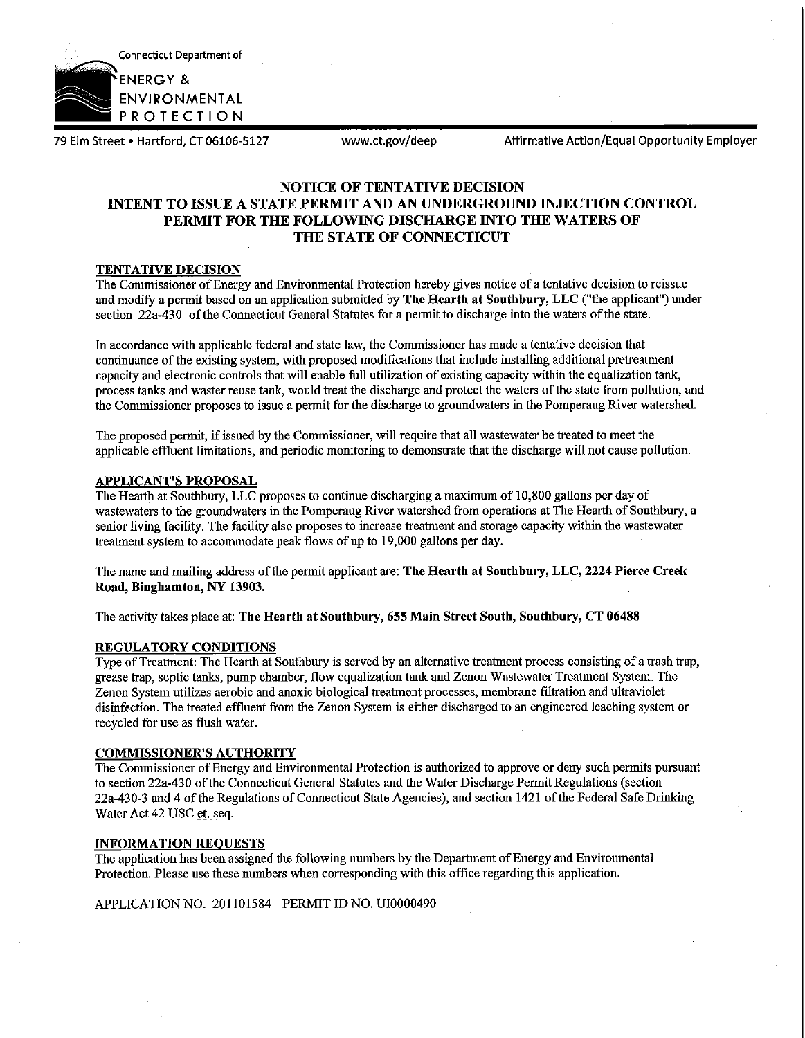Connecticut Department of

ENERGY &
ENVIRONMENTAL
PROTECTION

79 Elm Street • Hartford, CT 06106-5127 www.ct.gov/deep Affirmative Action/Equal Opportunity Employer

# NOTICE OF TENTATIVE DECISION
# INTENT TO ISSUE A STATE PERMIT AND AN UNDERGROUND INJECTION CONTROL PERMIT FOR THE FOLLOWING DISCHARGE INTO THE WATERS OF THE STATE OF CONNECTICUT

## TENTATIVE DECISION

The Commissioner of Energy and Environmental Protection hereby gives notice of a tentative decision to reissue and modify a permit based on an application submitted by **The Hearth at Southbury, LLC** ("the applicant") under section 22a-430 of the Connecticut General Statutes for a permit to discharge into the waters of the state.

In accordance with applicable federal and state law, the Commissioner has made a tentative decision that continuance of the existing system, with proposed modifications that include installing additional pretreatment capacity and electronic controls that will enable full utilization of existing capacity within the equalization tank, process tanks and waster reuse tank, would treat the discharge and protect the waters of the state from pollution, and the Commissioner proposes to issue a permit for the discharge to groundwaters in the Pomperaug River watershed.

The proposed permit, if issued by the Commissioner, will require that all wastewater be treated to meet the applicable effluent limitations, and periodic monitoring to demonstrate that the discharge will not cause pollution.

## APPLICANT'S PROPOSAL

The Hearth at Southbury, LLC proposes to continue discharging a maximum of 10,800 gallons per day of wastewaters to the groundwaters in the Pomperaug River watershed from operations at The Hearth of Southbury, a senior living facility. The facility also proposes to increase treatment and storage capacity within the wastewater treatment system to accommodate peak flows of up to 19,000 gallons per day.

The name and mailing address of the permit applicant are: **The Hearth at Southbury, LLC, 2224 Pierce Creek Road, Binghamton, NY 13903.**

The activity takes place at: **The Hearth at Southbury, 655 Main Street South, Southbury, CT 06488**

## REGULATORY CONDITIONS

Type of Treatment: The Hearth at Southbury is served by an alternative treatment process consisting of a trash trap, grease trap, septic tanks, pump chamber, flow equalization tank and Zenon Wastewater Treatment System. The Zenon System utilizes aerobic and anoxic biological treatment processes, membrane filtration and ultraviolet disinfection. The treated effluent from the Zenon System is either discharged to an engineered leaching system or recycled for use as flush water.

## COMMISSIONER'S AUTHORITY

The Commissioner of Energy and Environmental Protection is authorized to approve or deny such permits pursuant to section 22a-430 of the Connecticut General Statutes and the Water Discharge Permit Regulations (section 22a-430-3 and 4 of the Regulations of Connecticut State Agencies), and section 1421 of the Federal Safe Drinking Water Act 42 USC et. seq.

## INFORMATION REQUESTS

The application has been assigned the following numbers by the Department of Energy and Environmental Protection. Please use these numbers when corresponding with this office regarding this application.

APPLICATION NO. 201101584 PERMIT ID NO. UI0000490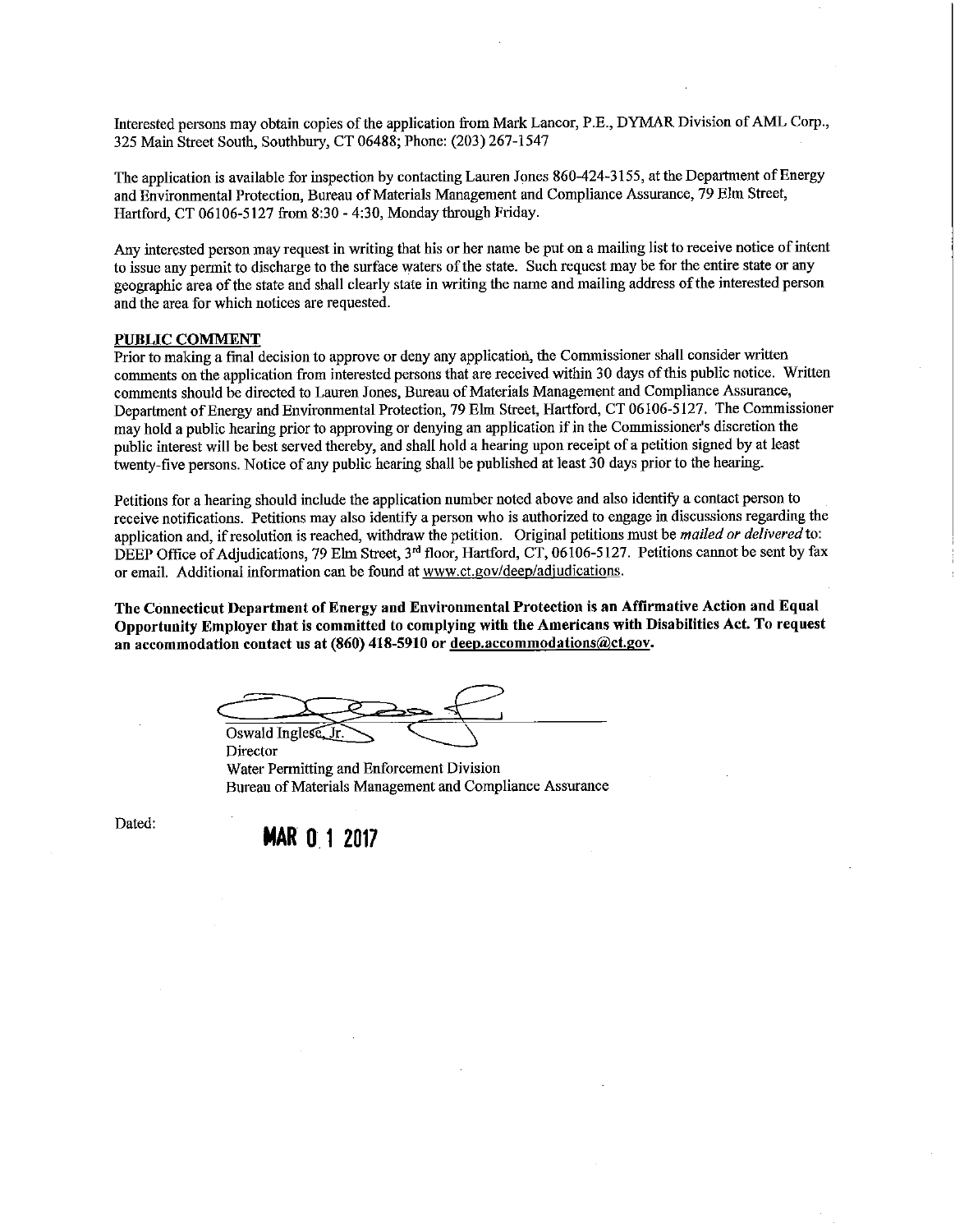Interested persons may obtain copies of the application from Mark Lancor, P.E., DYMAR Division of AML Corp., 325 Main Street South, Southbury, CT 06488; Phone: (203) 267-1547

The application is available for inspection by contacting Lauren Jones 860-424-3155, at the Department of Energy and Environmental Protection, Bureau of Materials Management and Compliance Assurance, 79 Elm Street, Hartford, CT 06106-5127 from 8:30 - 4:30, Monday through Friday.

Any interested person may request in writing that his or her name be put on a mailing list to receive notice of intent to issue any permit to discharge to the surface waters of the state. Such request may be for the entire state or any geographic area of the state and shall clearly state in writing the name and mailing address of the interested person and the area for which notices are requested.

**PUBLIC COMMENT**

Prior to making a final decision to approve or deny any application, the Commissioner shall consider written comments on the application from interested persons that are received within 30 days of this public notice. Written comments should be directed to Lauren Jones, Bureau of Materials Management and Compliance Assurance, Department of Energy and Environmental Protection, 79 Elm Street, Hartford, CT 06106-5127. The Commissioner may hold a public hearing prior to approving or denying an application if in the Commissioner's discretion the public interest will be best served thereby, and shall hold a hearing upon receipt of a petition signed by at least twenty-five persons. Notice of any public hearing shall be published at least 30 days prior to the hearing.

Petitions for a hearing should include the application number noted above and also identify a contact person to receive notifications. Petitions may also identify a person who is authorized to engage in discussions regarding the application and, if resolution is reached, withdraw the petition. Original petitions must be *mailed or delivered* to: DEEP Office of Adjudications, 79 Elm Street, 3rd floor, Hartford, CT, 06106-5127. Petitions cannot be sent by fax or email. Additional information can be found at www.ct.gov/deep/adjudications.

**The Connecticut Department of Energy and Environmental Protection is an Affirmative Action and Equal Opportunity Employer that is committed to complying with the Americans with Disabilities Act. To request an accommodation contact us at (860) 418-5910 or deep.accommodations@ct.gov.**

Oswald Inglese, Jr.
Director
Water Permitting and Enforcement Division
Bureau of Materials Management and Compliance Assurance

Dated: MAR 01 2017